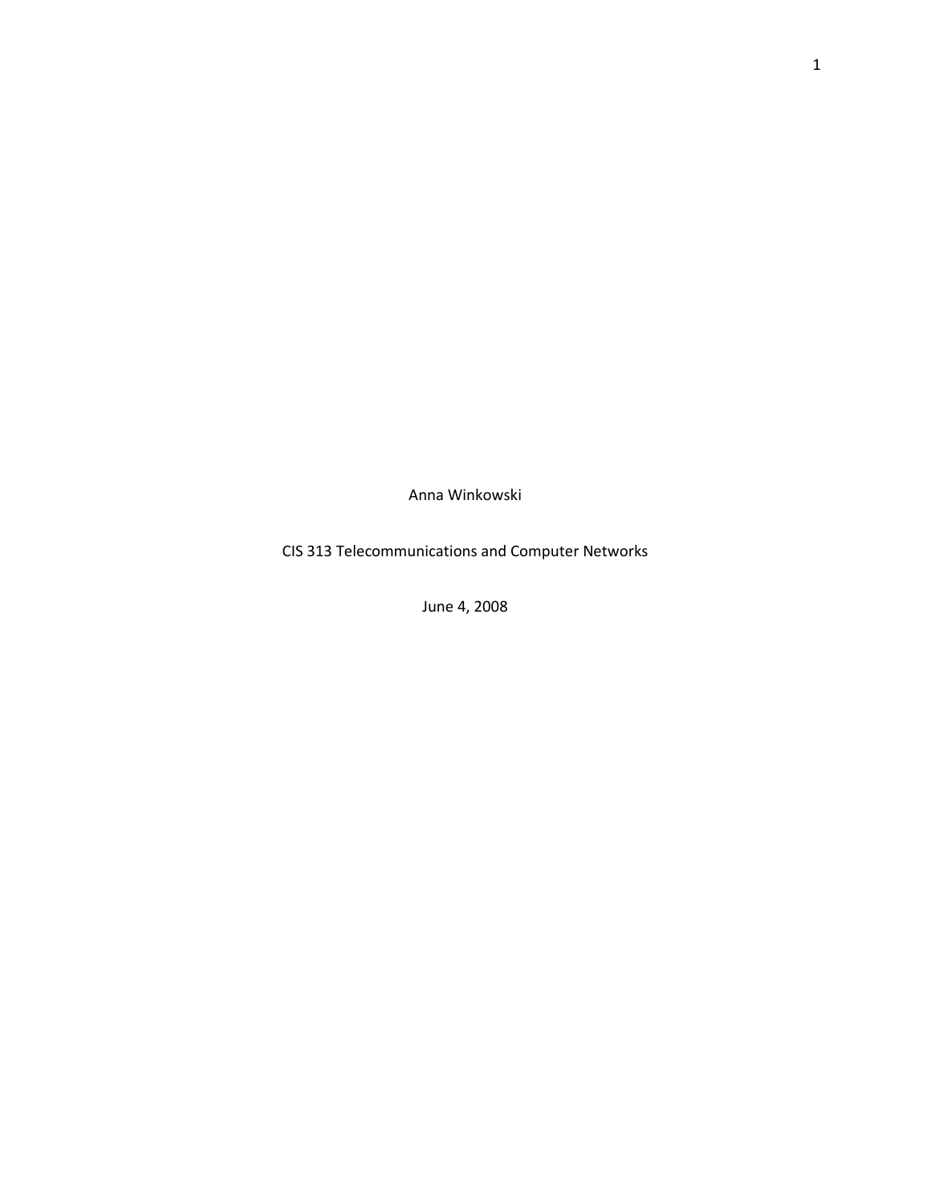Anna Winkowski

CIS 313 Telecommunications and Computer Networks

June 4, 2008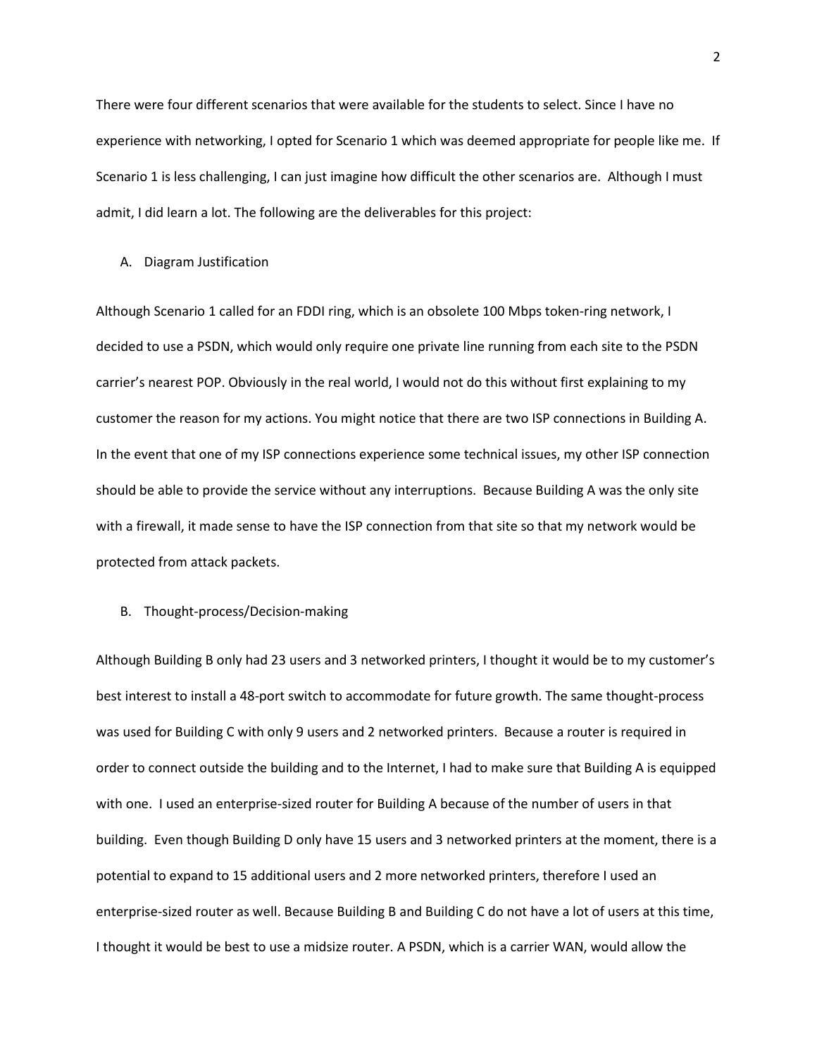There were four different scenarios that were available for the students to select. Since I have no experience with networking, I opted for Scenario 1 which was deemed appropriate for people like me. If Scenario 1 is less challenging, I can just imagine how difficult the other scenarios are. Although I must admit, I did learn a lot. The following are the deliverables for this project:

A. Diagram Justification

Although Scenario 1 called for an FDDI ring, which is an obsolete 100 Mbps token-ring network, I decided to use a PSDN, which would only require one private line running from each site to the PSDN carrier's nearest POP. Obviously in the real world, I would not do this without first explaining to my customer the reason for my actions. You might notice that there are two ISP connections in Building A. In the event that one of my ISP connections experience some technical issues, my other ISP connection should be able to provide the service without any interruptions. Because Building A was the only site with a firewall, it made sense to have the ISP connection from that site so that my network would be protected from attack packets.

B. Thought-process/Decision-making

Although Building B only had 23 users and 3 networked printers, I thought it would be to my customer's best interest to install a 48-port switch to accommodate for future growth. The same thought-process was used for Building C with only 9 users and 2 networked printers. Because a router is required in order to connect outside the building and to the Internet, I had to make sure that Building A is equipped with one. I used an enterprise-sized router for Building A because of the number of users in that building. Even though Building D only have 15 users and 3 networked printers at the moment, there is a potential to expand to 15 additional users and 2 more networked printers, therefore I used an enterprise-sized router as well. Because Building B and Building C do not have a lot of users at this time, I thought it would be best to use a midsize router. A PSDN, which is a carrier WAN, would allow the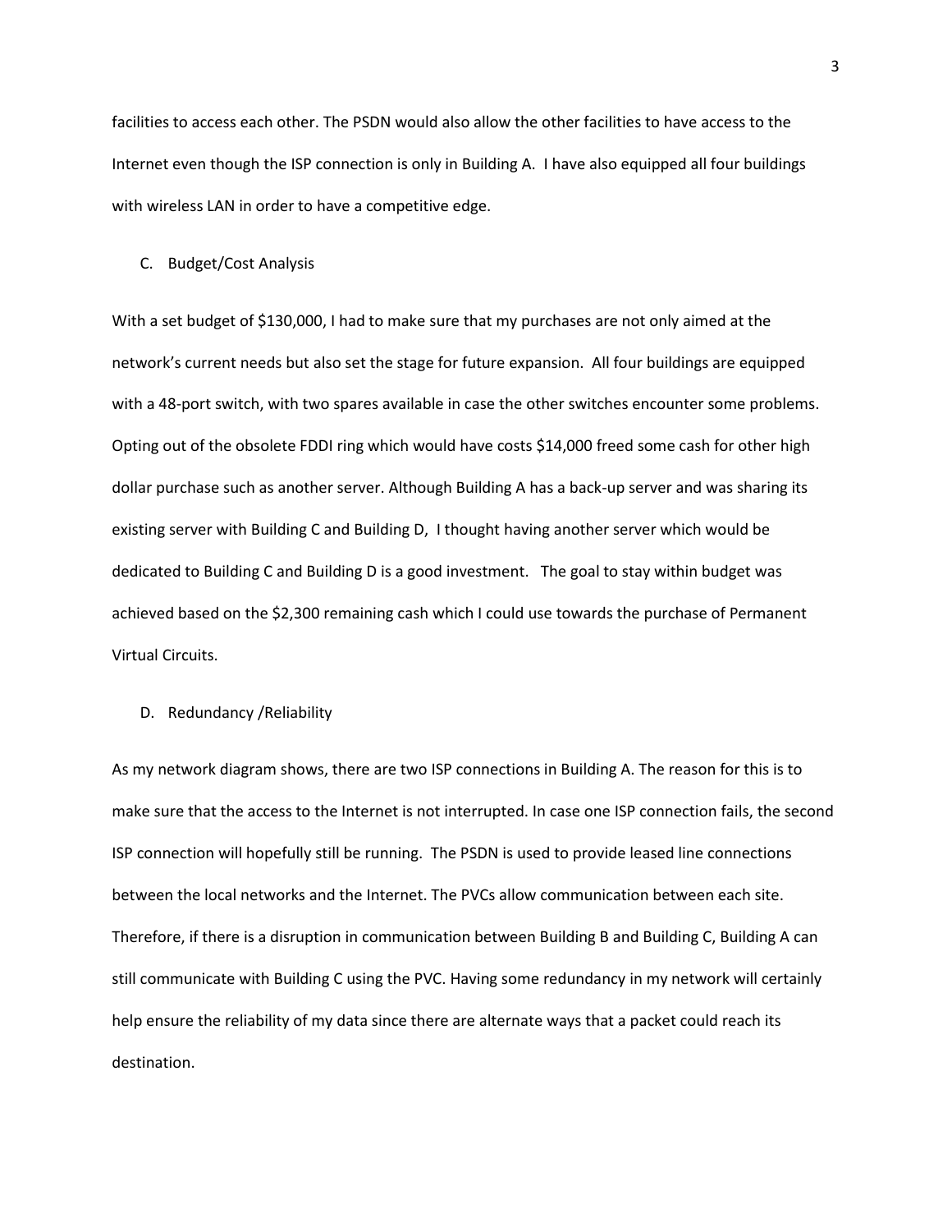facilities to access each other. The PSDN would also allow the other facilities to have access to the Internet even though the ISP connection is only in Building A. I have also equipped all four buildings with wireless LAN in order to have a competitive edge.

C. Budget/Cost Analysis

With a set budget of $130,000, I had to make sure that my purchases are not only aimed at the network's current needs but also set the stage for future expansion. All four buildings are equipped with a 48-port switch, with two spares available in case the other switches encounter some problems. Opting out of the obsolete FDDI ring which would have costs $14,000 freed some cash for other high dollar purchase such as another server. Although Building A has a back-up server and was sharing its existing server with Building C and Building D, I thought having another server which would be dedicated to Building C and Building D is a good investment. The goal to stay within budget was achieved based on the $2,300 remaining cash which I could use towards the purchase of Permanent Virtual Circuits.

D. Redundancy /Reliability

As my network diagram shows, there are two ISP connections in Building A. The reason for this is to make sure that the access to the Internet is not interrupted. In case one ISP connection fails, the second ISP connection will hopefully still be running. The PSDN is used to provide leased line connections between the local networks and the Internet. The PVCs allow communication between each site. Therefore, if there is a disruption in communication between Building B and Building C, Building A can still communicate with Building C using the PVC. Having some redundancy in my network will certainly help ensure the reliability of my data since there are alternate ways that a packet could reach its destination.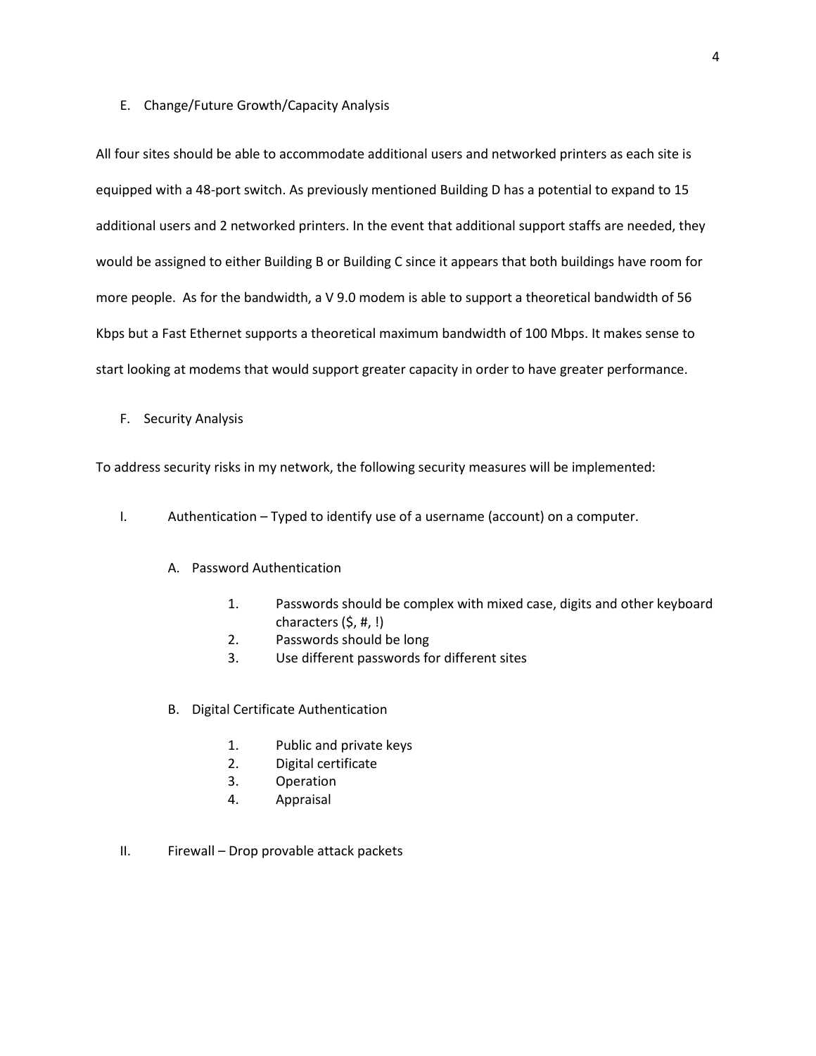E. Change/Future Growth/Capacity Analysis

All four sites should be able to accommodate additional users and networked printers as each site is equipped with a 48-port switch. As previously mentioned Building D has a potential to expand to 15 additional users and 2 networked printers. In the event that additional support staffs are needed, they would be assigned to either Building B or Building C since it appears that both buildings have room for more people. As for the bandwidth, a V 9.0 modem is able to support a theoretical bandwidth of 56 Kbps but a Fast Ethernet supports a theoretical maximum bandwidth of 100 Mbps. It makes sense to start looking at modems that would support greater capacity in order to have greater performance.

F. Security Analysis

To address security risks in my network, the following security measures will be implemented:

I. Authentication – Typed to identify use of a username (account) on a computer.

   A. Password Authentication

      1. Passwords should be complex with mixed case, digits and other keyboard characters ($, #, !)
      2. Passwords should be long
      3. Use different passwords for different sites

   B. Digital Certificate Authentication

      1. Public and private keys
      2. Digital certificate
      3. Operation
      4. Appraisal

II. Firewall – Drop provable attack packets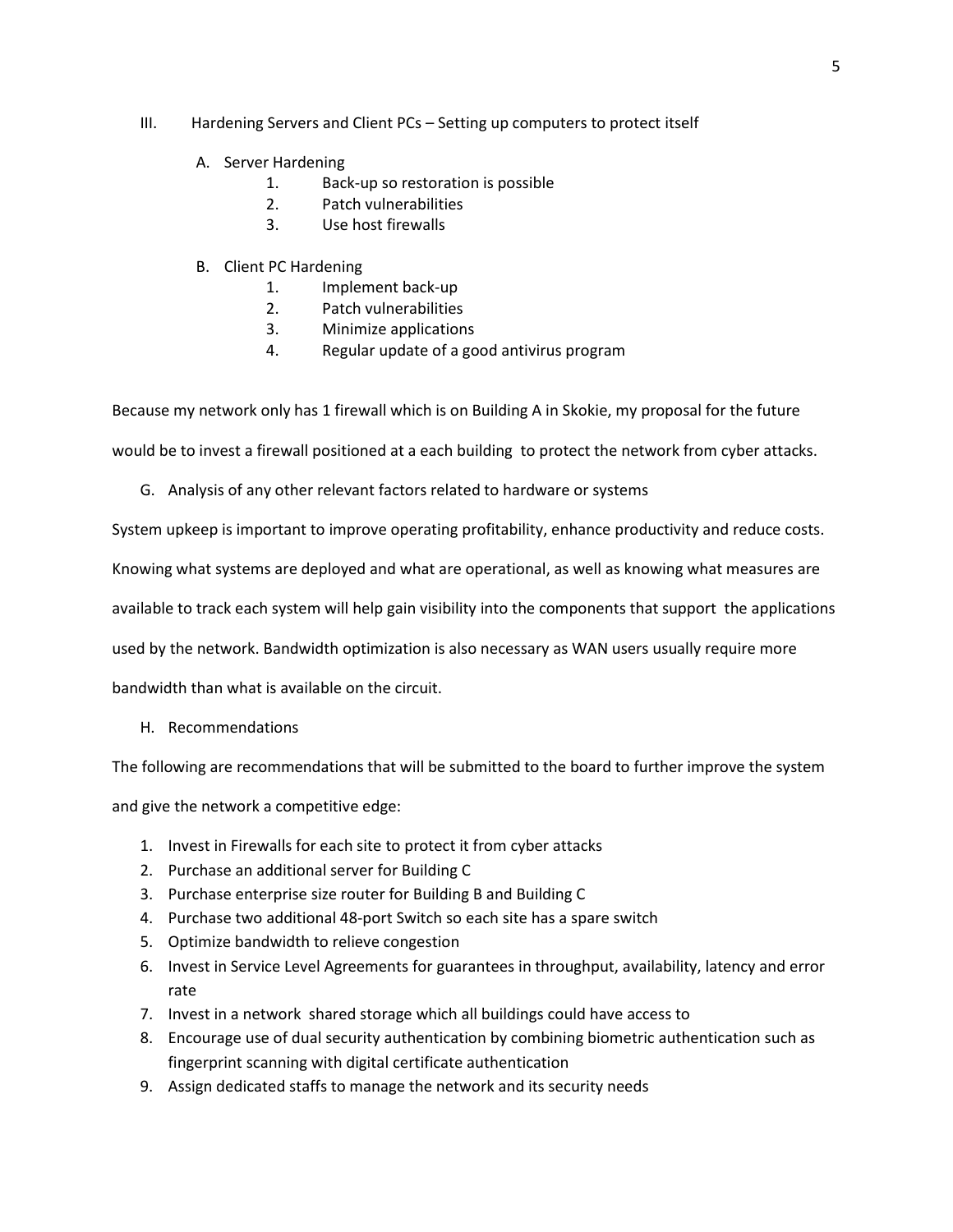III. Hardening Servers and Client PCs – Setting up computers to protect itself

A. Server Hardening
   1. Back-up so restoration is possible
   2. Patch vulnerabilities
   3. Use host firewalls

B. Client PC Hardening
   1. Implement back-up
   2. Patch vulnerabilities
   3. Minimize applications
   4. Regular update of a good antivirus program

Because my network only has 1 firewall which is on Building A in Skokie, my proposal for the future would be to invest a firewall positioned at a each building to protect the network from cyber attacks.

G. Analysis of any other relevant factors related to hardware or systems

System upkeep is important to improve operating profitability, enhance productivity and reduce costs. Knowing what systems are deployed and what are operational, as well as knowing what measures are available to track each system will help gain visibility into the components that support the applications used by the network. Bandwidth optimization is also necessary as WAN users usually require more bandwidth than what is available on the circuit.

H. Recommendations

The following are recommendations that will be submitted to the board to further improve the system and give the network a competitive edge:

1. Invest in Firewalls for each site to protect it from cyber attacks
2. Purchase an additional server for Building C
3. Purchase enterprise size router for Building B and Building C
4. Purchase two additional 48-port Switch so each site has a spare switch
5. Optimize bandwidth to relieve congestion
6. Invest in Service Level Agreements for guarantees in throughput, availability, latency and error rate
7. Invest in a network shared storage which all buildings could have access to
8. Encourage use of dual security authentication by combining biometric authentication such as fingerprint scanning with digital certificate authentication
9. Assign dedicated staffs to manage the network and its security needs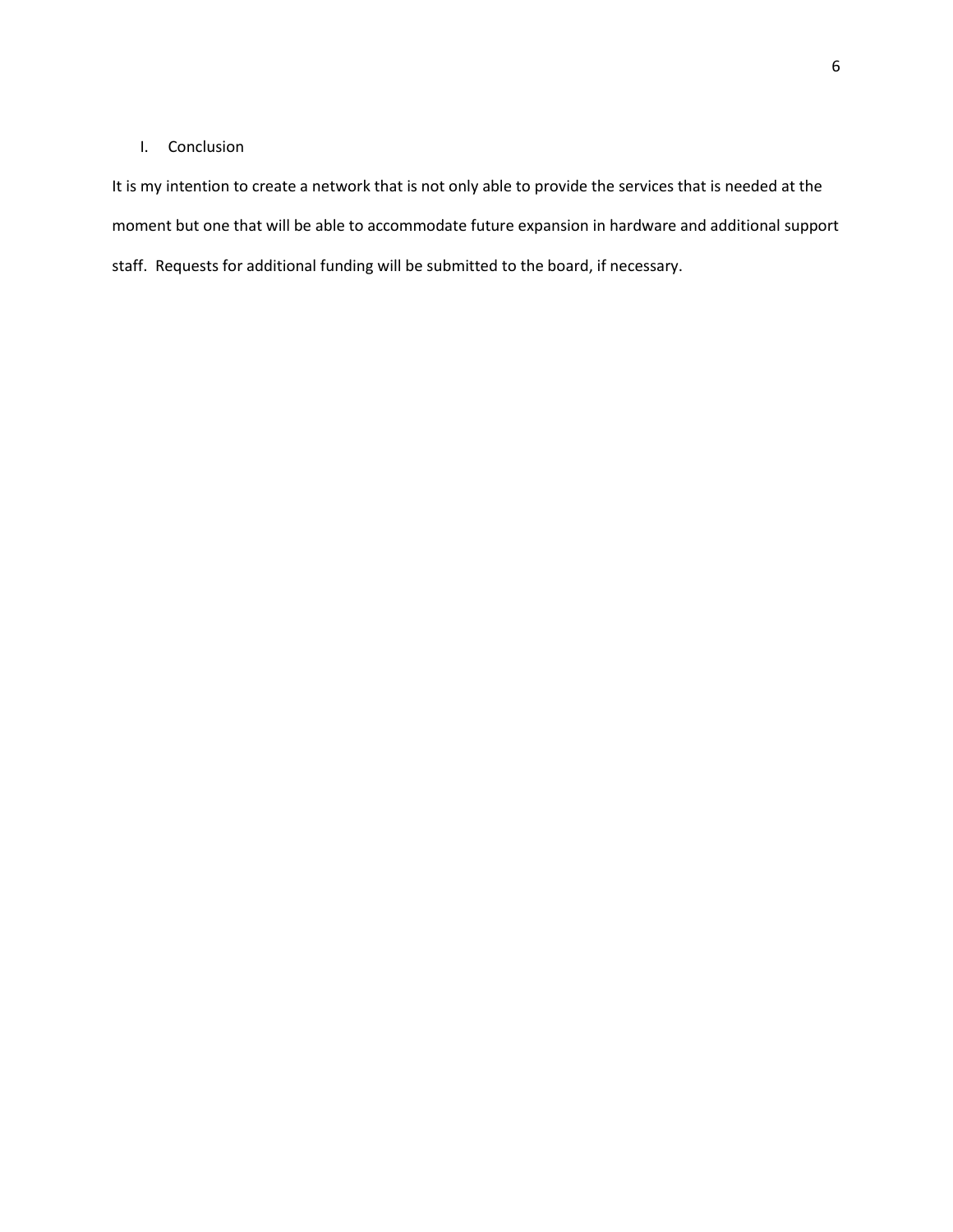## I. Conclusion

It is my intention to create a network that is not only able to provide the services that is needed at the moment but one that will be able to accommodate future expansion in hardware and additional support staff. Requests for additional funding will be submitted to the board, if necessary.